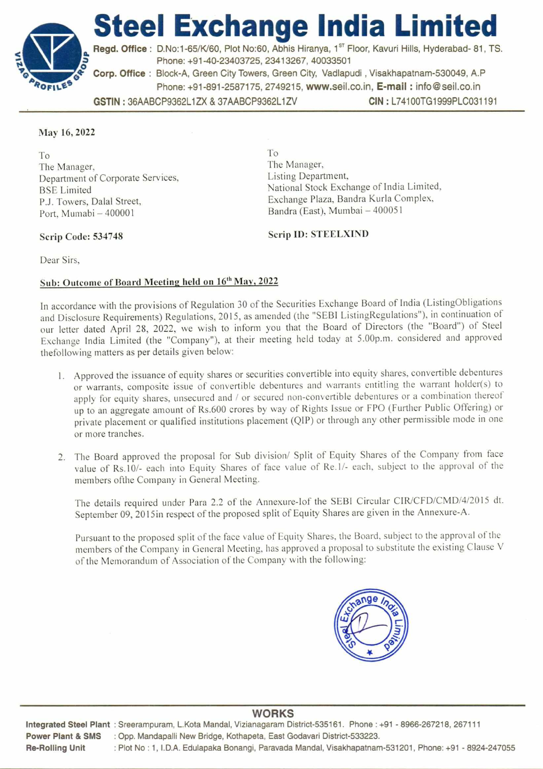# Steel Exchange India Limited

**Regd. Office** : D.No:1-65/K/60, Plot No:60, Abhis Hiranya, 1st Floor, Kavuri Hills, Hyderabad- 81, TS. Phone: +91-40-23403725, 23413267, 40033501

**Corp. Office** : Block-A, Green City Towers, Green City, Vadlapudi , Visakhapatnam-530049, A.P Phone: +91-891-2587175, 2749215, **www.seil.co.in**, **E-mail :** info@seil.co.in

**GSTIN :** 36AABCP9362L1ZX & 37AABCP9362L1ZV **CIN :** L74100TG1999PLC031191

**May 16, 2022**

To
The Manager,
Department of Corporate Services,
BSE Limited
P.J. Towers, Dalal Street,
Port, Mumabi – 400001

**Scrip Code: 534748**

To
The Manager,
Listing Department,
National Stock Exchange of India Limited,
Exchange Plaza, Bandra Kurla Complex,
Bandra (East), Mumbai – 400051

**Scrip ID: STEELXIND**

Dear Sirs,

**Sub: Outcome of Board Meeting held on 16th May, 2022**

In accordance with the provisions of Regulation 30 of the Securities Exchange Board of India (ListingObligations and Disclosure Requirements) Regulations, 2015, as amended (the "SEBI ListingRegulations"), in continuation of our letter dated April 28, 2022, we wish to inform you that the Board of Directors (the "Board") of Steel Exchange India Limited (the "Company"), at their meeting held today at 5.00p.m. considered and approved thefollowing matters as per details given below:

1. Approved the issuance of equity shares or securities convertible into equity shares, convertible debentures or warrants, composite issue of convertible debentures and warrants entitling the warrant holder(s) to apply for equity shares, unsecured and / or secured non-convertible debentures or a combination thereof up to an aggregate amount of Rs.600 crores by way of Rights Issue or FPO (Further Public Offering) or private placement or qualified institutions placement (QIP) or through any other permissible mode in one or more tranches.

2. The Board approved the proposal for Sub division/ Split of Equity Shares of the Company from face value of Rs.10/- each into Equity Shares of face value of Re.1/- each, subject to the approval of the members ofthe Company in General Meeting.

   The details required under Para 2.2 of the Annexure-Iof the SEBI Circular CIR/CFD/CMD/4/2015 dt. September 09, 2015in respect of the proposed split of Equity Shares are given in the Annexure-A.

   Pursuant to the proposed split of the face value of Equity Shares, the Board, subject to the approval of the members of the Company in General Meeting, has approved a proposal to substitute the existing Clause V of the Memorandum of Association of the Company with the following:

**WORKS**

**Integrated Steel Plant** : Sreerampuram, L.Kota Mandal, Vizianagaram District-535161. Phone : +91 - 8966-267218, 267111
**Power Plant & SMS** : Opp. Mandapalli New Bridge, Kothapeta, East Godavari District-533223.
**Re-Rolling Unit** : Plot No : 1, I.D.A. Edulapaka Bonangi, Paravada Mandal, Visakhapatnam-531201, Phone: +91 - 8924-247055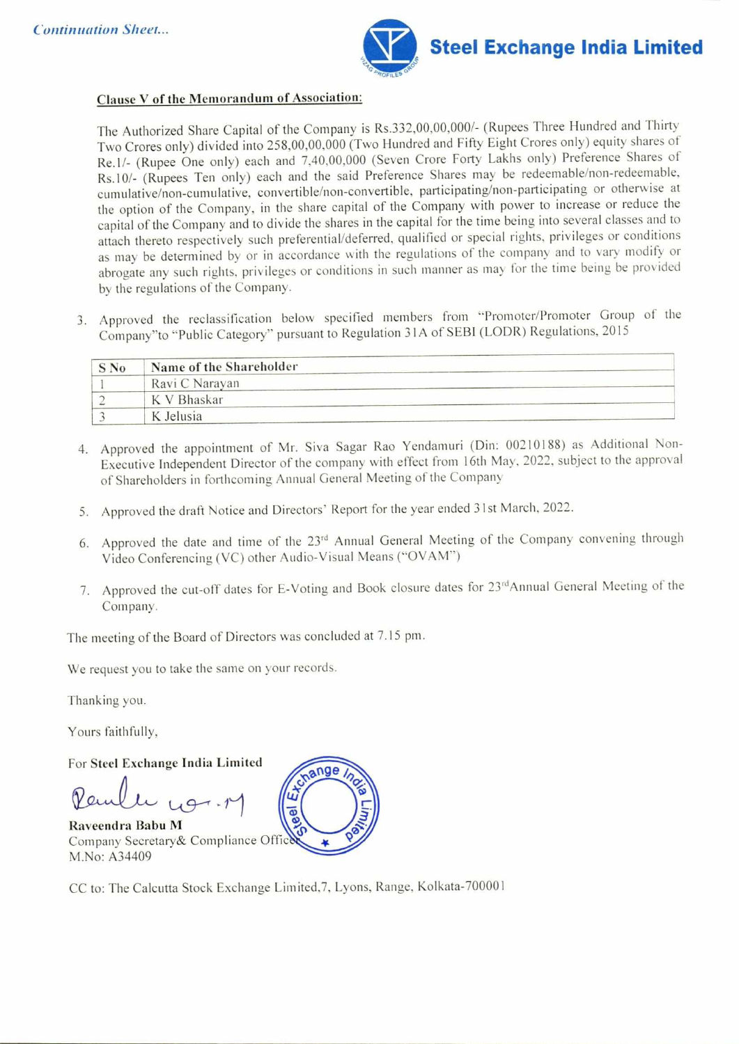**Clause V of the Memorandum of Association:**

The Authorized Share Capital of the Company is Rs.332,00,00,000/- (Rupees Three Hundred and Thirty Two Crores only) divided into 258,00,00,000 (Two Hundred and Fifty Eight Crores only) equity shares of Re.1/- (Rupee One only) each and 7,40,00,000 (Seven Crore Forty Lakhs only) Preference Shares of Rs.10/- (Rupees Ten only) each and the said Preference Shares may be redeemable/non-redeemable, cumulative/non-cumulative, convertible/non-convertible, participating/non-participating or otherwise at the option of the Company, in the share capital of the Company with power to increase or reduce the capital of the Company and to divide the shares in the capital for the time being into several classes and to attach thereto respectively such preferential/deferred, qualified or special rights, privileges or conditions as may be determined by or in accordance with the regulations of the company and to vary modify or abrogate any such rights, privileges or conditions in such manner as may for the time being be provided by the regulations of the Company.

3. Approved the reclassification below specified members from "Promoter/Promoter Group of the Company"to "Public Category" pursuant to Regulation 31A of SEBI (LODR) Regulations, 2015

| S No | Name of the Shareholder |
|---|---|
| 1 | Ravi C Narayan |
| 2 | K V Bhaskar |
| 3 | K Jelusia |

4. Approved the appointment of Mr. Siva Sagar Rao Yendamuri (Din: 00210188) as Additional Non-Executive Independent Director of the company with effect from 16th May, 2022, subject to the approval of Shareholders in forthcoming Annual General Meeting of the Company

5. Approved the draft Notice and Directors' Report for the year ended 31st March, 2022.

6. Approved the date and time of the 23rd Annual General Meeting of the Company convening through Video Conferencing (VC) other Audio-Visual Means ("OVAM")

7. Approved the cut-off dates for E-Voting and Book closure dates for 23rd Annual General Meeting of the Company.

The meeting of the Board of Directors was concluded at 7.15 pm.

We request you to take the same on your records.

Thanking you.

Yours faithfully,

For **Steel Exchange India Limited**

**Raveendra Babu M**
Company Secretary& Compliance Officer
M.No: A34409

CC to: The Calcutta Stock Exchange Limited,7, Lyons, Range, Kolkata-700001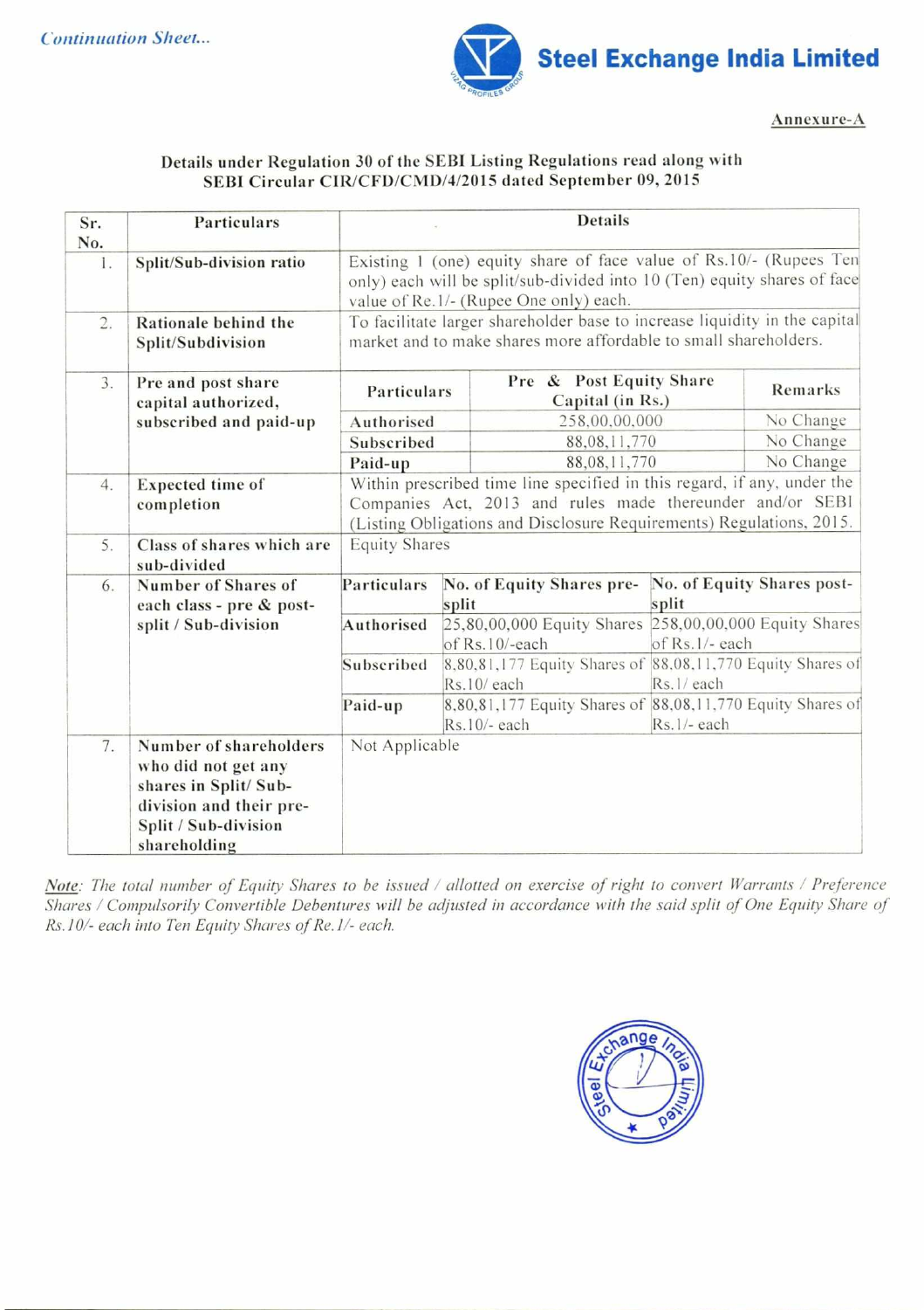*Continuation Sheet...*

**Steel Exchange India Limited**

Annexure-A

**Details under Regulation 30 of the SEBI Listing Regulations read along with SEBI Circular CIR/CFD/CMD/4/2015 dated September 09, 2015**

| Sr. No. | Particulars | Details | | |
|---|---|---|---|---|
| 1. | **Split/Sub-division ratio** | Existing 1 (one) equity share of face value of Rs.10/- (Rupees Ten only) each will be split/sub-divided into 10 (Ten) equity shares of face value of Re.1/- (Rupee One only) each. | | |
| 2. | **Rationale behind the Split/Subdivision** | To facilitate larger shareholder base to increase liquidity in the capital market and to make shares more affordable to small shareholders. | | |
| 3. | **Pre and post share capital authorized, subscribed and paid-up** | **Particulars** | **Pre & Post Equity Share Capital (in Rs.)** | **Remarks** |
| | | Authorised | 258,00,00,000 | No Change |
| | | Subscribed | 88,08,11,770 | No Change |
| | | Paid-up | 88,08,11,770 | No Change |
| 4. | **Expected time of completion** | Within prescribed time line specified in this regard, if any, under the Companies Act, 2013 and rules made thereunder and/or SEBI (Listing Obligations and Disclosure Requirements) Regulations, 2015. | | |
| 5. | **Class of shares which are sub-divided** | Equity Shares | | |
| 6. | **Number of Shares of each class - pre & post-split / Sub-division** | **Particulars** | **No. of Equity Shares pre-split** | **No. of Equity Shares post-split** |
| | | Authorised | 25,80,00,000 Equity Shares of Rs.10/-each | 258,00,00,000 Equity Shares of Rs.1/- each |
| | | Subscribed | 8,80,81,177 Equity Shares of Rs.10/ each | 88,08,11,770 Equity Shares of Rs.1/ each |
| | | Paid-up | 8,80,81,177 Equity Shares of Rs.10/- each | 88,08,11,770 Equity Shares of Rs.1/- each |
| 7. | **Number of shareholders who did not get any shares in Split/ Sub-division and their pre-Split / Sub-division shareholding** | Not Applicable | | |

*__Note__: The total number of Equity Shares to be issued / allotted on exercise of right to convert Warrants / Preference Shares / Compulsorily Convertible Debentures will be adjusted in accordance with the said split of One Equity Share of Rs.10/- each into Ten Equity Shares of Re.1/- each.*